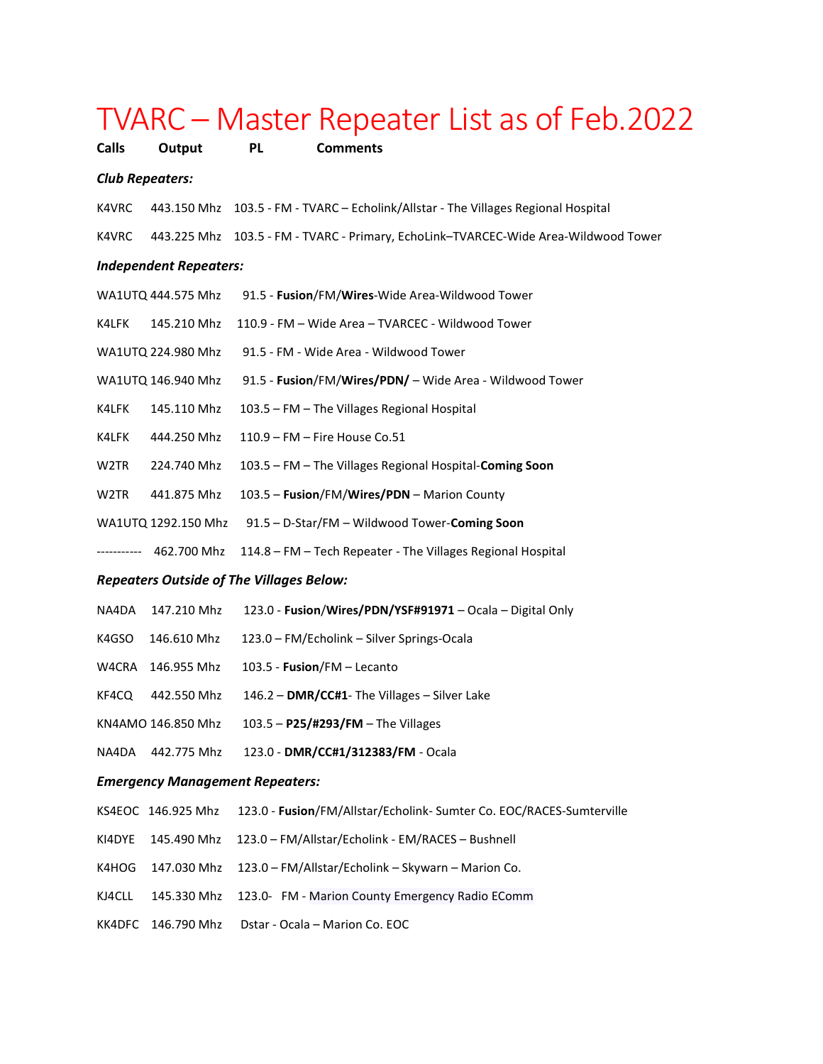# TVARC – Master Repeater List as of Feb.2022

| Calls | Output | PL | Comments |
|---|---|---|---|
| ***Club Repeaters:*** | | | |
| K4VRC | 443.150 Mhz | 103.5 | FM - TVARC – Echolink/Allstar - The Villages Regional Hospital |
| K4VRC | 443.225 Mhz | 103.5 | FM - TVARC - Primary, EchoLink–TVARCEC-Wide Area-Wildwood Tower |
| ***Independent Repeaters:*** | | | |
| WA1UTQ | 444.575 Mhz | 91.5 | **Fusion**/FM/**Wires**-Wide Area-Wildwood Tower |
| K4LFK | 145.210 Mhz | 110.9 | FM – Wide Area – TVARCEC - Wildwood Tower |
| WA1UTQ | 224.980 Mhz | 91.5 | FM - Wide Area - Wildwood Tower |
| WA1UTQ | 146.940 Mhz | 91.5 | **Fusion**/FM/**Wires/PDN/** – Wide Area - Wildwood Tower |
| K4LFK | 145.110 Mhz | 103.5 | FM – The Villages Regional Hospital |
| K4LFK | 444.250 Mhz | 110.9 | FM – Fire House Co.51 |
| W2TR | 224.740 Mhz | 103.5 | FM – The Villages Regional Hospital-**Coming Soon** |
| W2TR | 441.875 Mhz | 103.5 | **Fusion**/FM/**Wires/PDN** – Marion County |
| WA1UTQ | 1292.150 Mhz | 91.5 | D-Star/FM – Wildwood Tower-**Coming Soon** |
| ----------- | 462.700 Mhz | 114.8 | FM – Tech Repeater - The Villages Regional Hospital |
| ***Repeaters Outside of The Villages Below:*** | | | |
| NA4DA | 147.210 Mhz | 123.0 | **Fusion**/**Wires/PDN/YSF#91971** – Ocala – Digital Only |
| K4GSO | 146.610 Mhz | 123.0 | FM/Echolink – Silver Springs-Ocala |
| W4CRA | 146.955 Mhz | 103.5 | **Fusion**/FM – Lecanto |
| KF4CQ | 442.550 Mhz | 146.2 | **DMR/CC#1**- The Villages – Silver Lake |
| KN4AMO | 146.850 Mhz | 103.5 | **P25/#293/FM** – The Villages |
| NA4DA | 442.775 Mhz | 123.0 | **DMR/CC#1/312383/FM** - Ocala |
| ***Emergency Management Repeaters:*** | | | |
| KS4EOC | 146.925 Mhz | 123.0 | **Fusion**/FM/Allstar/Echolink- Sumter Co. EOC/RACES-Sumterville |
| KI4DYE | 145.490 Mhz | 123.0 | FM/Allstar/Echolink - EM/RACES – Bushnell |
| K4HOG | 147.030 Mhz | 123.0 | FM/Allstar/Echolink – Skywarn – Marion Co. |
| KJ4CLL | 145.330 Mhz | 123.0 | FM - Marion County Emergency Radio EComm |
| KK4DFC | 146.790 Mhz | | Dstar - Ocala – Marion Co. EOC |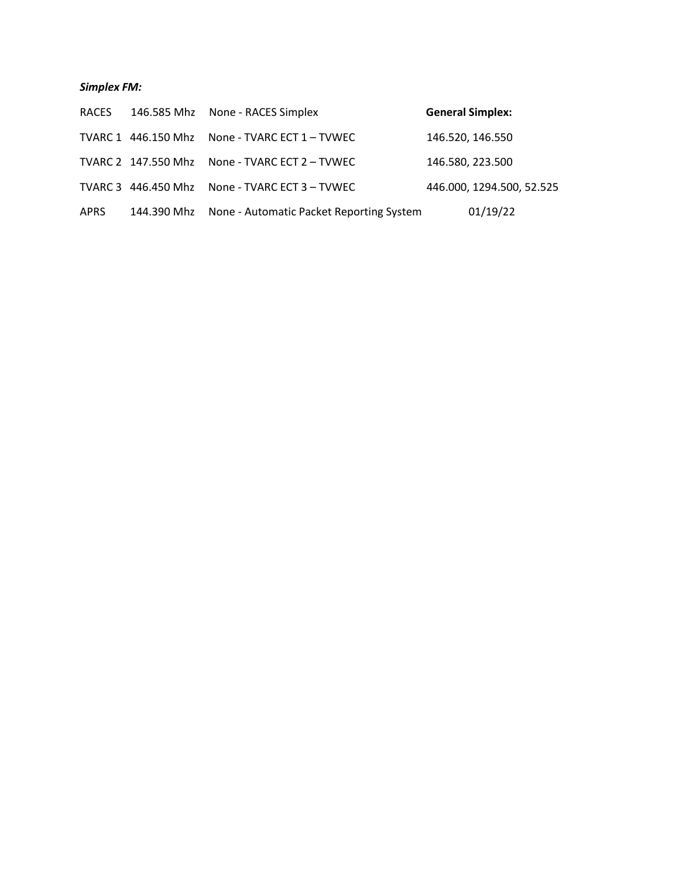***Simplex FM:***

| | | | |
|---|---|---|---|
| RACES | 146.585 Mhz | None - RACES Simplex | **General Simplex:** |
| TVARC 1 | 446.150 Mhz | None - TVARC ECT 1 – TVWEC | 146.520, 146.550 |
| TVARC 2 | 147.550 Mhz | None - TVARC ECT 2 – TVWEC | 146.580, 223.500 |
| TVARC 3 | 446.450 Mhz | None - TVARC ECT 3 – TVWEC | 446.000, 1294.500, 52.525 |
| APRS | 144.390 Mhz | None - Automatic Packet Reporting System | 01/19/22 |